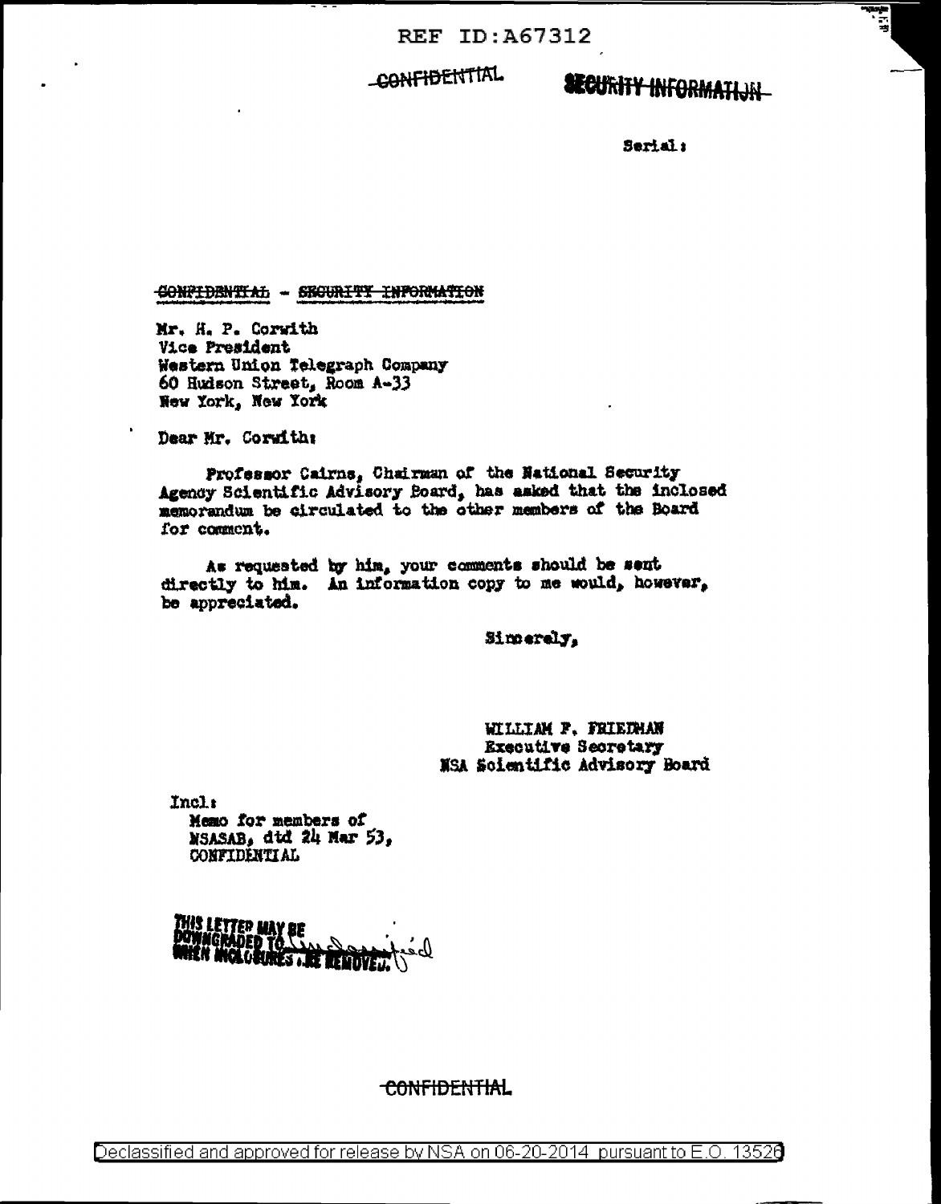REF ID:A67312

~~CONFIDENTIAL~~ ~~SECURITY INFORMATION~~

Serial:

~~CONFIDENTIAL - SECURITY INFORMATION~~

Mr. H. P. Corwith
Vice President
Western Union Telegraph Company
60 Hudson Street, Room A-33
New York, New York

Dear Mr. Corwith:

Professor Cairns, Chairman of the National Security Agency Scientific Advisory Board, has asked that the inclosed memorandum be circulated to the other members of the Board for comment.

As requested by him, your comments should be sent directly to him. An information copy to me would, however, be appreciated.

Sincerely,

WILLIAM F. FRIEDMAN
Executive Secretary
NSA Scientific Advisory Board

Incl:
Memo for members of
NSASAB, dtd 24 Mar 53,
CONFIDENTIAL

THIS LETTER MAY BE DOWNGRADED TO Unclassified WHEN INCLOSURES ARE REMOVED.

~~CONFIDENTIAL~~

Declassified and approved for release by NSA on 06-20-2014 pursuant to E.O. 13526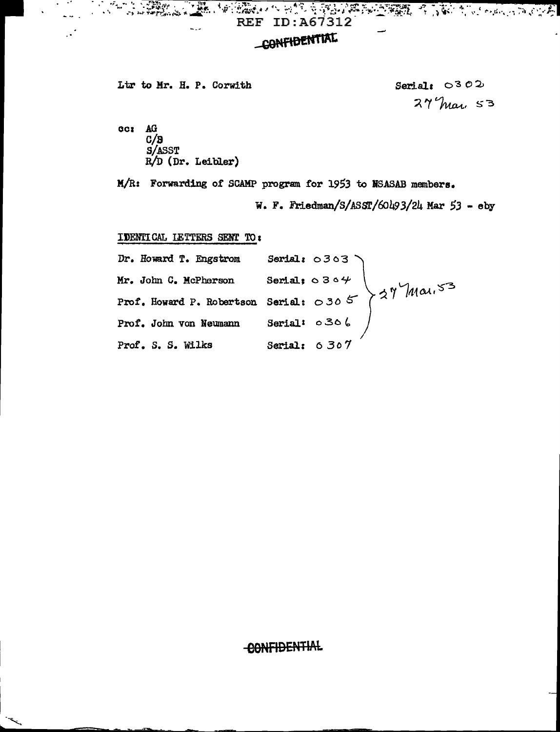REF ID:A67312

CONFIDENTIAL

Ltr to Mr. H. P. Corwith

Serial: 0302
27 Mar 53

cc: AG
C/B
S/ASST
R/D (Dr. Leibler)

M/R: Forwarding of SCAMP program for 1953 to NSASAB members.

W. F. Friedman/S/ASST/60493/24 Mar 53 - eby

IDENTICAL LETTERS SENT TO:

| | | |
|---|---|---|
| Dr. Howard T. Engstrom | Serial: 0303 | 27 Mar. 53 |
| Mr. John C. McPherson | Serial: 0304 | |
| Prof. Howard P. Robertson | Serial: 0305 | |
| Prof. John von Neumann | Serial: 0306 | |
| Prof. S. S. Wilks | Serial: 0307 | |

CONFIDENTIAL